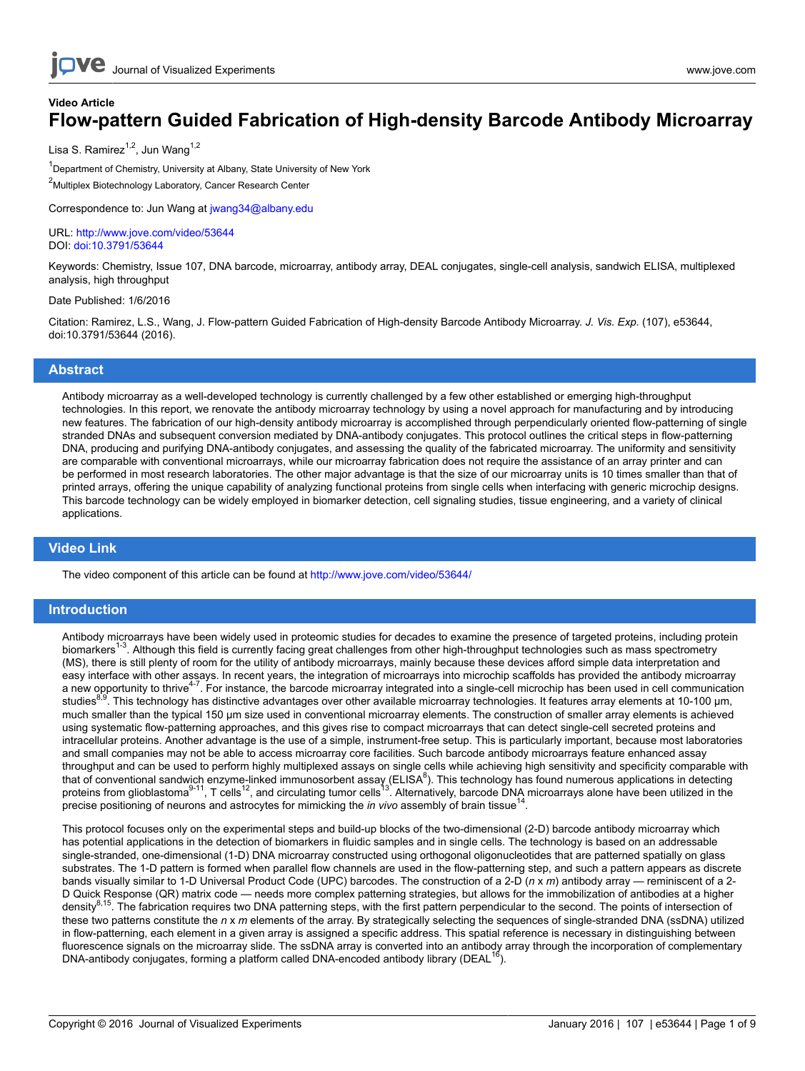Video Article

# Flow-pattern Guided Fabrication of High-density Barcode Antibody Microarray

Lisa S. Ramirez[1,2], Jun Wang[1,2]

[1]Department of Chemistry, University at Albany, State University of New York

[2]Multiplex Biotechnology Laboratory, Cancer Research Center

Correspondence to: Jun Wang at jwang34@albany.edu

URL: http://www.jove.com/video/53644
DOI: doi:10.3791/53644

Keywords: Chemistry, Issue 107, DNA barcode, microarray, antibody array, DEAL conjugates, single-cell analysis, sandwich ELISA, multiplexed analysis, high throughput

Date Published: 1/6/2016

Citation: Ramirez, L.S., Wang, J. Flow-pattern Guided Fabrication of High-density Barcode Antibody Microarray. *J. Vis. Exp.* (107), e53644, doi:10.3791/53644 (2016).

## Abstract

Antibody microarray as a well-developed technology is currently challenged by a few other established or emerging high-throughput technologies. In this report, we renovate the antibody microarray technology by using a novel approach for manufacturing and by introducing new features. The fabrication of our high-density antibody microarray is accomplished through perpendicularly oriented flow-patterning of single stranded DNAs and subsequent conversion mediated by DNA-antibody conjugates. This protocol outlines the critical steps in flow-patterning DNA, producing and purifying DNA-antibody conjugates, and assessing the quality of the fabricated microarray. The uniformity and sensitivity are comparable with conventional microarrays, while our microarray fabrication does not require the assistance of an array printer and can be performed in most research laboratories. The other major advantage is that the size of our microarray units is 10 times smaller than that of printed arrays, offering the unique capability of analyzing functional proteins from single cells when interfacing with generic microchip designs. This barcode technology can be widely employed in biomarker detection, cell signaling studies, tissue engineering, and a variety of clinical applications.

## Video Link

The video component of this article can be found at http://www.jove.com/video/53644/

## Introduction

Antibody microarrays have been widely used in proteomic studies for decades to examine the presence of targeted proteins, including protein biomarkers[1-3]. Although this field is currently facing great challenges from other high-throughput technologies such as mass spectrometry (MS), there is still plenty of room for the utility of antibody microarrays, mainly because these devices afford simple data interpretation and easy interface with other assays. In recent years, the integration of microarrays into microchip scaffolds has provided the antibody microarray a new opportunity to thrive[4-7]. For instance, the barcode microarray integrated into a single-cell microchip has been used in cell communication studies[8,9]. This technology has distinctive advantages over other available microarray technologies. It features array elements at 10-100 µm, much smaller than the typical 150 µm size used in conventional microarray elements. The construction of smaller array elements is achieved using systematic flow-patterning approaches, and this gives rise to compact microarrays that can detect single-cell secreted proteins and intracellular proteins. Another advantage is the use of a simple, instrument-free setup. This is particularly important, because most laboratories and small companies may not be able to access microarray core facilities. Such barcode antibody microarrays feature enhanced assay throughput and can be used to perform highly multiplexed assays on single cells while achieving high sensitivity and specificity comparable with that of conventional sandwich enzyme-linked immunosorbent assay (ELISA[8]). This technology has found numerous applications in detecting proteins from glioblastoma[9-11], T cells[12], and circulating tumor cells[13]. Alternatively, barcode DNA microarrays alone have been utilized in the precise positioning of neurons and astrocytes for mimicking the *in vivo* assembly of brain tissue[14].

This protocol focuses only on the experimental steps and build-up blocks of the two-dimensional (2-D) barcode antibody microarray which has potential applications in the detection of biomarkers in fluidic samples and in single cells. The technology is based on an addressable single-stranded, one-dimensional (1-D) DNA microarray constructed using orthogonal oligonucleotides that are patterned spatially on glass substrates. The 1-D pattern is formed when parallel flow channels are used in the flow-patterning step, and such a pattern appears as discrete bands visually similar to 1-D Universal Product Code (UPC) barcodes. The construction of a 2-D ($n$ x $m$) antibody array — reminiscent of a 2-D Quick Response (QR) matrix code — needs more complex patterning strategies, but allows for the immobilization of antibodies at a higher density[8,15]. The fabrication requires two DNA patterning steps, with the first pattern perpendicular to the second. The points of intersection of these two patterns constitute the $n$ x $m$ elements of the array. By strategically selecting the sequences of single-stranded DNA (ssDNA) utilized in flow-patterning, each element in a given array is assigned a specific address. This spatial reference is necessary in distinguishing between fluorescence signals on the microarray slide. The ssDNA array is converted into an antibody array through the incorporation of complementary DNA-antibody conjugates, forming a platform called DNA-encoded antibody library (DEAL[16]).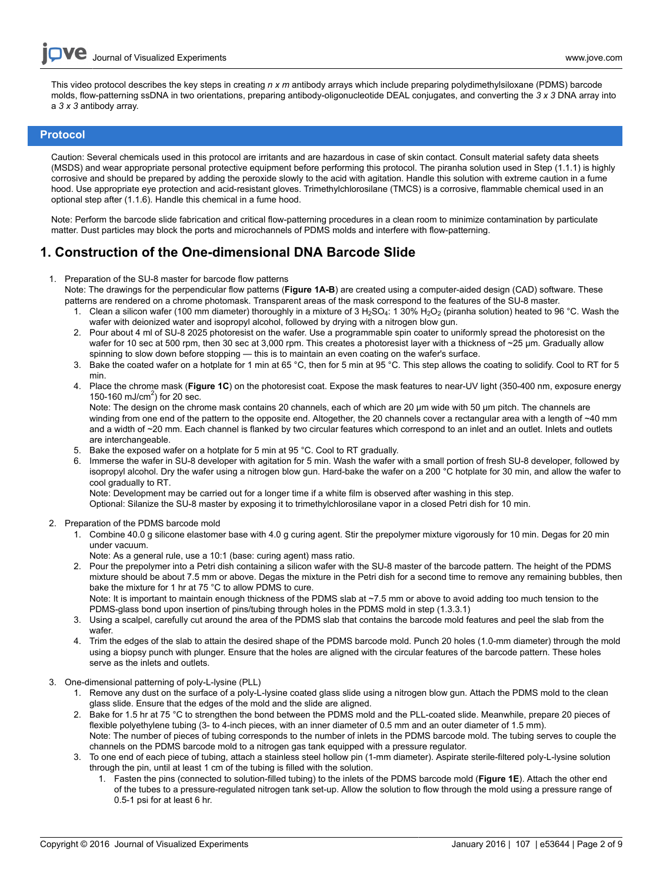This video protocol describes the key steps in creating *n x m* antibody arrays which include preparing polydimethylsiloxane (PDMS) barcode molds, flow-patterning ssDNA in two orientations, preparing antibody-oligonucleotide DEAL conjugates, and converting the *3 x 3* DNA array into a *3 x 3* antibody array.

## Protocol

Caution: Several chemicals used in this protocol are irritants and are hazardous in case of skin contact. Consult material safety data sheets (MSDS) and wear appropriate personal protective equipment before performing this protocol. The piranha solution used in Step (1.1.1) is highly corrosive and should be prepared by adding the peroxide slowly to the acid with agitation. Handle this solution with extreme caution in a fume hood. Use appropriate eye protection and acid-resistant gloves. Trimethylchlorosilane (TMCS) is a corrosive, flammable chemical used in an optional step after (1.1.6). Handle this chemical in a fume hood.

Note: Perform the barcode slide fabrication and critical flow-patterning procedures in a clean room to minimize contamination by particulate matter. Dust particles may block the ports and microchannels of PDMS molds and interfere with flow-patterning.

## 1. Construction of the One-dimensional DNA Barcode Slide

1. Preparation of the SU-8 master for barcode flow patterns
   Note: The drawings for the perpendicular flow patterns (**Figure 1A-B**) are created using a computer-aided design (CAD) software. These patterns are rendered on a chrome photomask. Transparent areas of the mask correspond to the features of the SU-8 master.
   1. Clean a silicon wafer (100 mm diameter) thoroughly in a mixture of 3 $H_2SO_4$: 1 30% $H_2O_2$ (piranha solution) heated to 96 °C. Wash the wafer with deionized water and isopropyl alcohol, followed by drying with a nitrogen blow gun.
   2. Pour about 4 ml of SU-8 2025 photoresist on the wafer. Use a programmable spin coater to uniformly spread the photoresist on the wafer for 10 sec at 500 rpm, then 30 sec at 3,000 rpm. This creates a photoresist layer with a thickness of ~25 µm. Gradually allow spinning to slow down before stopping — this is to maintain an even coating on the wafer's surface.
   3. Bake the coated wafer on a hotplate for 1 min at 65 °C, then for 5 min at 95 °C. This step allows the coating to solidify. Cool to RT for 5 min.
   4. Place the chrome mask (**Figure 1C**) on the photoresist coat. Expose the mask features to near-UV light (350-400 nm, exposure energy 150-160 mJ/cm$^2$) for 20 sec.
      Note: The design on the chrome mask contains 20 channels, each of which are 20 µm wide with 50 µm pitch. The channels are winding from one end of the pattern to the opposite end. Altogether, the 20 channels cover a rectangular area with a length of ~40 mm and a width of ~20 mm. Each channel is flanked by two circular features which correspond to an inlet and an outlet. Inlets and outlets are interchangeable.
   5. Bake the exposed wafer on a hotplate for 5 min at 95 °C. Cool to RT gradually.
   6. Immerse the wafer in SU-8 developer with agitation for 5 min. Wash the wafer with a small portion of fresh SU-8 developer, followed by isopropyl alcohol. Dry the wafer using a nitrogen blow gun. Hard-bake the wafer on a 200 °C hotplate for 30 min, and allow the wafer to cool gradually to RT.
      Note: Development may be carried out for a longer time if a white film is observed after washing in this step.
      Optional: Silanize the SU-8 master by exposing it to trimethylchlorosilane vapor in a closed Petri dish for 10 min.
2. Preparation of the PDMS barcode mold
   1. Combine 40.0 g silicone elastomer base with 4.0 g curing agent. Stir the prepolymer mixture vigorously for 10 min. Degas for 20 min under vacuum.
      Note: As a general rule, use a 10:1 (base: curing agent) mass ratio.
   2. Pour the prepolymer into a Petri dish containing a silicon wafer with the SU-8 master of the barcode pattern. The height of the PDMS mixture should be about 7.5 mm or above. Degas the mixture in the Petri dish for a second time to remove any remaining bubbles, then bake the mixture for 1 hr at 75 °C to allow PDMS to cure.
      Note: It is important to maintain enough thickness of the PDMS slab at ~7.5 mm or above to avoid adding too much tension to the PDMS-glass bond upon insertion of pins/tubing through holes in the PDMS mold in step (1.3.3.1)
   3. Using a scalpel, carefully cut around the area of the PDMS slab that contains the barcode mold features and peel the slab from the wafer.
   4. Trim the edges of the slab to attain the desired shape of the PDMS barcode mold. Punch 20 holes (1.0-mm diameter) through the mold using a biopsy punch with plunger. Ensure that the holes are aligned with the circular features of the barcode pattern. These holes serve as the inlets and outlets.
3. One-dimensional patterning of poly-L-lysine (PLL)
   1. Remove any dust on the surface of a poly-L-lysine coated glass slide using a nitrogen blow gun. Attach the PDMS mold to the clean glass slide. Ensure that the edges of the mold and the slide are aligned.
   2. Bake for 1.5 hr at 75 °C to strengthen the bond between the PDMS mold and the PLL-coated slide. Meanwhile, prepare 20 pieces of flexible polyethylene tubing (3- to 4-inch pieces, with an inner diameter of 0.5 mm and an outer diameter of 1.5 mm).
      Note: The number of pieces of tubing corresponds to the number of inlets in the PDMS barcode mold. The tubing serves to couple the channels on the PDMS barcode mold to a nitrogen gas tank equipped with a pressure regulator.
   3. To one end of each piece of tubing, attach a stainless steel hollow pin (1-mm diameter). Aspirate sterile-filtered poly-L-lysine solution through the pin, until at least 1 cm of the tubing is filled with the solution.
      1. Fasten the pins (connected to solution-filled tubing) to the inlets of the PDMS barcode mold (**Figure 1E**). Attach the other end of the tubes to a pressure-regulated nitrogen tank set-up. Allow the solution to flow through the mold using a pressure range of 0.5-1 psi for at least 6 hr.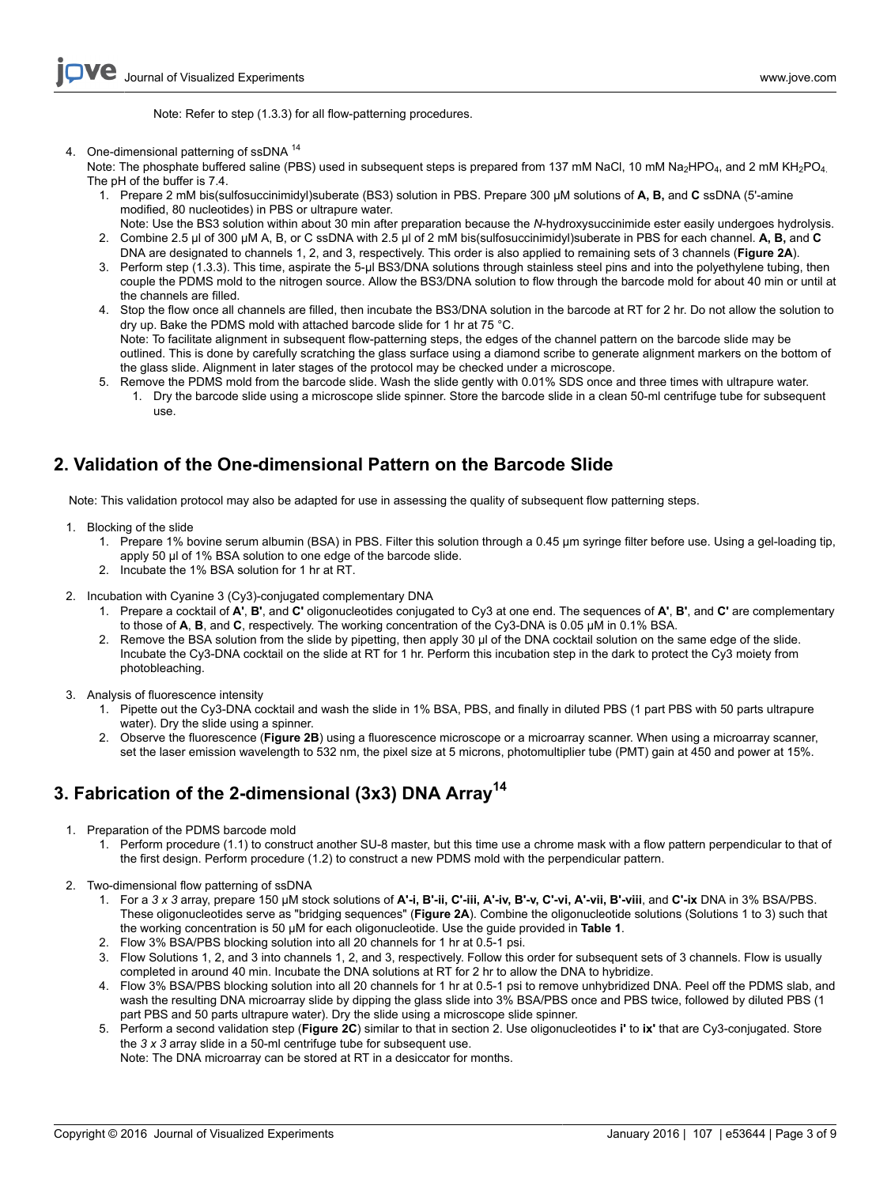Note: Refer to step (1.3.3) for all flow-patterning procedures.

4. One-dimensional patterning of ssDNA [14]
   Note: The phosphate buffered saline (PBS) used in subsequent steps is prepared from 137 mM NaCl, 10 mM $Na_2HPO_4$, and 2 mM $KH_2PO_4$. The pH of the buffer is 7.4.
   1. Prepare 2 mM bis(sulfosuccinimidyl)suberate (BS3) solution in PBS. Prepare 300 µM solutions of **A, B,** and **C** ssDNA (5'-amine modified, 80 nucleotides) in PBS or ultrapure water.
      Note: Use the BS3 solution within about 30 min after preparation because the *N*-hydroxysuccinimide ester easily undergoes hydrolysis.
   2. Combine 2.5 µl of 300 µM A, B, or C ssDNA with 2.5 µl of 2 mM bis(sulfosuccinimidyl)suberate in PBS for each channel. **A, B,** and **C** DNA are designated to channels 1, 2, and 3, respectively. This order is also applied to remaining sets of 3 channels (**Figure 2A**).
   3. Perform step (1.3.3). This time, aspirate the 5-µl BS3/DNA solutions through stainless steel pins and into the polyethylene tubing, then couple the PDMS mold to the nitrogen source. Allow the BS3/DNA solution to flow through the barcode mold for about 40 min or until at the channels are filled.
   4. Stop the flow once all channels are filled, then incubate the BS3/DNA solution in the barcode at RT for 2 hr. Do not allow the solution to dry up. Bake the PDMS mold with attached barcode slide for 1 hr at 75 °C.
      Note: To facilitate alignment in subsequent flow-patterning steps, the edges of the channel pattern on the barcode slide may be outlined. This is done by carefully scratching the glass surface using a diamond scribe to generate alignment markers on the bottom of the glass slide. Alignment in later stages of the protocol may be checked under a microscope.
   5. Remove the PDMS mold from the barcode slide. Wash the slide gently with 0.01% SDS once and three times with ultrapure water.
      1. Dry the barcode slide using a microscope slide spinner. Store the barcode slide in a clean 50-ml centrifuge tube for subsequent use.

## 2. Validation of the One-dimensional Pattern on the Barcode Slide

Note: This validation protocol may also be adapted for use in assessing the quality of subsequent flow patterning steps.

1. Blocking of the slide
   1. Prepare 1% bovine serum albumin (BSA) in PBS. Filter this solution through a 0.45 µm syringe filter before use. Using a gel-loading tip, apply 50 µl of 1% BSA solution to one edge of the barcode slide.
   2. Incubate the 1% BSA solution for 1 hr at RT.
2. Incubation with Cyanine 3 (Cy3)-conjugated complementary DNA
   1. Prepare a cocktail of **A'**, **B'**, and **C'** oligonucleotides conjugated to Cy3 at one end. The sequences of **A'**, **B'**, and **C'** are complementary to those of **A**, **B**, and **C**, respectively. The working concentration of the Cy3-DNA is 0.05 µM in 0.1% BSA.
   2. Remove the BSA solution from the slide by pipetting, then apply 30 µl of the DNA cocktail solution on the same edge of the slide. Incubate the Cy3-DNA cocktail on the slide at RT for 1 hr. Perform this incubation step in the dark to protect the Cy3 moiety from photobleaching.
3. Analysis of fluorescence intensity
   1. Pipette out the Cy3-DNA cocktail and wash the slide in 1% BSA, PBS, and finally in diluted PBS (1 part PBS with 50 parts ultrapure water). Dry the slide using a spinner.
   2. Observe the fluorescence (**Figure 2B**) using a fluorescence microscope or a microarray scanner. When using a microarray scanner, set the laser emission wavelength to 532 nm, the pixel size at 5 microns, photomultiplier tube (PMT) gain at 450 and power at 15%.

## 3. Fabrication of the 2-dimensional (3x3) DNA Array[14]

1. Preparation of the PDMS barcode mold
   1. Perform procedure (1.1) to construct another SU-8 master, but this time use a chrome mask with a flow pattern perpendicular to that of the first design. Perform procedure (1.2) to construct a new PDMS mold with the perpendicular pattern.
2. Two-dimensional flow patterning of ssDNA
   1. For a *3 x 3* array, prepare 150 µM stock solutions of **A'-i, B'-ii, C'-iii, A'-iv, B'-v, C'-vi, A'-vii, B'-viii**, and **C'-ix** DNA in 3% BSA/PBS. These oligonucleotides serve as "bridging sequences" (**Figure 2A**). Combine the oligonucleotide solutions (Solutions 1 to 3) such that the working concentration is 50 µM for each oligonucleotide. Use the guide provided in **Table 1**.
   2. Flow 3% BSA/PBS blocking solution into all 20 channels for 1 hr at 0.5-1 psi.
   3. Flow Solutions 1, 2, and 3 into channels 1, 2, and 3, respectively. Follow this order for subsequent sets of 3 channels. Flow is usually completed in around 40 min. Incubate the DNA solutions at RT for 2 hr to allow the DNA to hybridize.
   4. Flow 3% BSA/PBS blocking solution into all 20 channels for 1 hr at 0.5-1 psi to remove unhybridized DNA. Peel off the PDMS slab, and wash the resulting DNA microarray slide by dipping the glass slide into 3% BSA/PBS once and PBS twice, followed by diluted PBS (1 part PBS and 50 parts ultrapure water). Dry the slide using a microscope slide spinner.
   5. Perform a second validation step (**Figure 2C**) similar to that in section 2. Use oligonucleotides **i'** to **ix'** that are Cy3-conjugated. Store the *3 x 3* array slide in a 50-ml centrifuge tube for subsequent use.
      Note: The DNA microarray can be stored at RT in a desiccator for months.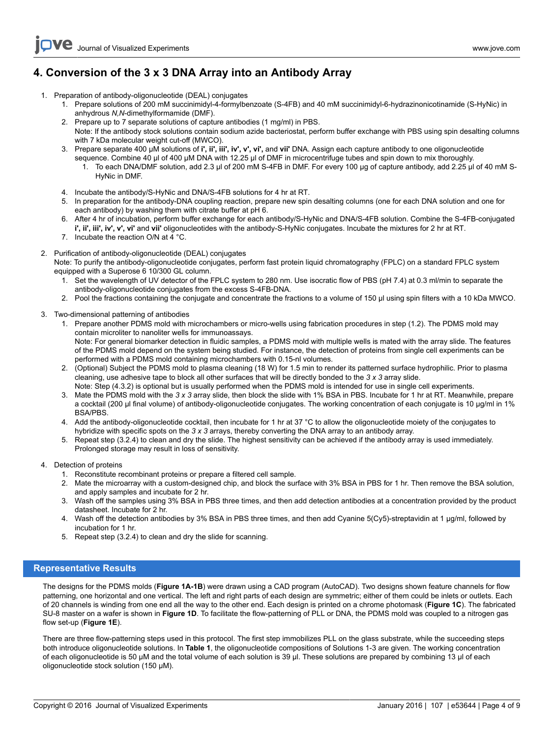## 4. Conversion of the 3 x 3 DNA Array into an Antibody Array

1. Preparation of antibody-oligonucleotide (DEAL) conjugates
    1. Prepare solutions of 200 mM succinimidyl-4-formylbenzoate (S-4FB) and 40 mM succinimidyl-6-hydrazinonicotinamide (S-HyNic) in anhydrous *N,N*-dimethylformamide (DMF).
    2. Prepare up to 7 separate solutions of capture antibodies (1 mg/ml) in PBS.
    Note: If the antibody stock solutions contain sodium azide bacteriostat, perform buffer exchange with PBS using spin desalting columns with 7 kDa molecular weight cut-off (MWCO).
    3. Prepare separate 400 µM solutions of **i', ii', iii', iv', v', vi',** and **vii'** DNA. Assign each capture antibody to one oligonucleotide sequence. Combine 40 µl of 400 µM DNA with 12.25 µl of DMF in microcentrifuge tubes and spin down to mix thoroughly.
        1. To each DNA/DMF solution, add 2.3 µl of 200 mM S-4FB in DMF. For every 100 µg of capture antibody, add 2.25 µl of 40 mM S-HyNic in DMF.
    4. Incubate the antibody/S-HyNic and DNA/S-4FB solutions for 4 hr at RT.
    5. In preparation for the antibody-DNA coupling reaction, prepare new spin desalting columns (one for each DNA solution and one for each antibody) by washing them with citrate buffer at pH 6.
    6. After 4 hr of incubation, perform buffer exchange for each antibody/S-HyNic and DNA/S-4FB solution. Combine the S-4FB-conjugated **i', ii', iii', iv', v', vi'** and **vii'** oligonucleotides with the antibody-S-HyNic conjugates. Incubate the mixtures for 2 hr at RT.
    7. Incubate the reaction O/N at 4 °C.
2. Purification of antibody-oligonucleotide (DEAL) conjugates
Note: To purify the antibody-oligonucleotide conjugates, perform fast protein liquid chromatography (FPLC) on a standard FPLC system equipped with a Superose 6 10/300 GL column.
    1. Set the wavelength of UV detector of the FPLC system to 280 nm. Use isocratic flow of PBS (pH 7.4) at 0.3 ml/min to separate the antibody-oligonucleotide conjugates from the excess S-4FB-DNA.
    2. Pool the fractions containing the conjugate and concentrate the fractions to a volume of 150 µl using spin filters with a 10 kDa MWCO.
3. Two-dimensional patterning of antibodies
    1. Prepare another PDMS mold with microchambers or micro-wells using fabrication procedures in step (1.2). The PDMS mold may contain microliter to nanoliter wells for immunoassays.
    Note: For general biomarker detection in fluidic samples, a PDMS mold with multiple wells is mated with the array slide. The features of the PDMS mold depend on the system being studied. For instance, the detection of proteins from single cell experiments can be performed with a PDMS mold containing microchambers with 0.15-nl volumes.
    2. (Optional) Subject the PDMS mold to plasma cleaning (18 W) for 1.5 min to render its patterned surface hydrophilic. Prior to plasma cleaning, use adhesive tape to block all other surfaces that will be directly bonded to the *3 x 3* array slide.
    Note: Step (4.3.2) is optional but is usually performed when the PDMS mold is intended for use in single cell experiments.
    3. Mate the PDMS mold with the *3 x 3* array slide, then block the slide with 1% BSA in PBS. Incubate for 1 hr at RT. Meanwhile, prepare a cocktail (200 µl final volume) of antibody-oligonucleotide conjugates. The working concentration of each conjugate is 10 µg/ml in 1% BSA/PBS.
    4. Add the antibody-oligonucleotide cocktail, then incubate for 1 hr at 37 °C to allow the oligonucleotide moiety of the conjugates to hybridize with specific spots on the *3 x 3* arrays, thereby converting the DNA array to an antibody array.
    5. Repeat step (3.2.4) to clean and dry the slide. The highest sensitivity can be achieved if the antibody array is used immediately. Prolonged storage may result in loss of sensitivity.
4. Detection of proteins
    1. Reconstitute recombinant proteins or prepare a filtered cell sample.
    2. Mate the microarray with a custom-designed chip, and block the surface with 3% BSA in PBS for 1 hr. Then remove the BSA solution, and apply samples and incubate for 2 hr.
    3. Wash off the samples using 3% BSA in PBS three times, and then add detection antibodies at a concentration provided by the product datasheet. Incubate for 2 hr.
    4. Wash off the detection antibodies by 3% BSA in PBS three times, and then add Cyanine 5(Cy5)-streptavidin at 1 µg/ml, followed by incubation for 1 hr.
    5. Repeat step (3.2.4) to clean and dry the slide for scanning.

## Representative Results

The designs for the PDMS molds (**Figure 1A-1B**) were drawn using a CAD program (AutoCAD). Two designs shown feature channels for flow patterning, one horizontal and one vertical. The left and right parts of each design are symmetric; either of them could be inlets or outlets. Each of 20 channels is winding from one end all the way to the other end. Each design is printed on a chrome photomask (**Figure 1C**). The fabricated SU-8 master on a wafer is shown in **Figure 1D**. To facilitate the flow-patterning of PLL or DNA, the PDMS mold was coupled to a nitrogen gas flow set-up (**Figure 1E**).

There are three flow-patterning steps used in this protocol. The first step immobilizes PLL on the glass substrate, while the succeeding steps both introduce oligonucleotide solutions. In **Table 1**, the oligonucleotide compositions of Solutions 1-3 are given. The working concentration of each oligonucleotide is 50 µM and the total volume of each solution is 39 µl. These solutions are prepared by combining 13 µl of each oligonucleotide stock solution (150 µM).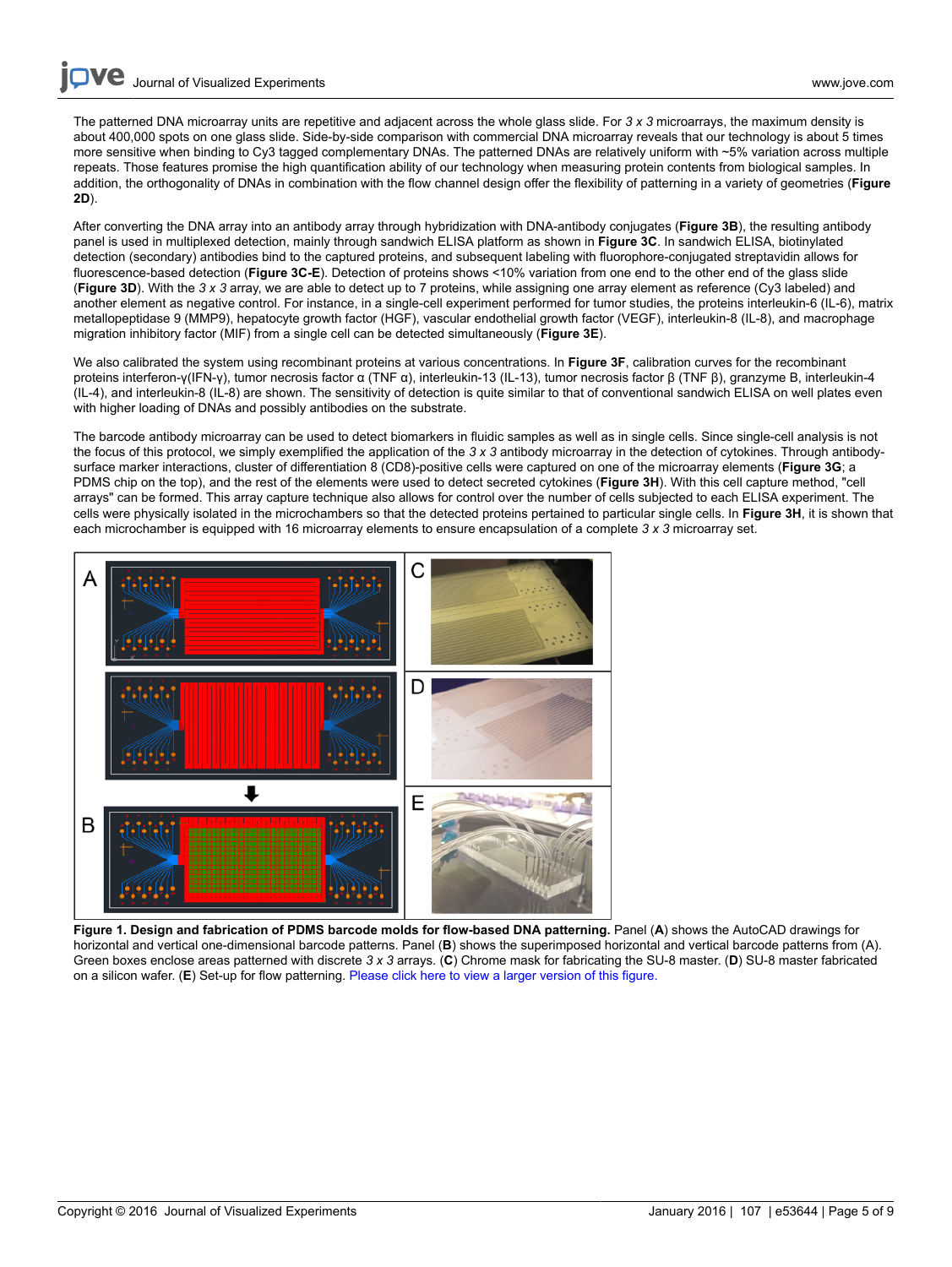The patterned DNA microarray units are repetitive and adjacent across the whole glass slide. For *3 x 3* microarrays, the maximum density is about 400,000 spots on one glass slide. Side-by-side comparison with commercial DNA microarray reveals that our technology is about 5 times more sensitive when binding to Cy3 tagged complementary DNAs. The patterned DNAs are relatively uniform with ~5% variation across multiple repeats. Those features promise the high quantification ability of our technology when measuring protein contents from biological samples. In addition, the orthogonality of DNAs in combination with the flow channel design offer the flexibility of patterning in a variety of geometries (**Figure 2D**).

After converting the DNA array into an antibody array through hybridization with DNA-antibody conjugates (**Figure 3B**), the resulting antibody panel is used in multiplexed detection, mainly through sandwich ELISA platform as shown in **Figure 3C**. In sandwich ELISA, biotinylated detection (secondary) antibodies bind to the captured proteins, and subsequent labeling with fluorophore-conjugated streptavidin allows for fluorescence-based detection (**Figure 3C-E**). Detection of proteins shows <10% variation from one end to the other end of the glass slide (**Figure 3D**). With the *3 x 3* array, we are able to detect up to 7 proteins, while assigning one array element as reference (Cy3 labeled) and another element as negative control. For instance, in a single-cell experiment performed for tumor studies, the proteins interleukin-6 (IL-6), matrix metallopeptidase 9 (MMP9), hepatocyte growth factor (HGF), vascular endothelial growth factor (VEGF), interleukin-8 (IL-8), and macrophage migration inhibitory factor (MIF) from a single cell can be detected simultaneously (**Figure 3E**).

We also calibrated the system using recombinant proteins at various concentrations. In **Figure 3F**, calibration curves for the recombinant proteins interferon-γ(IFN-γ), tumor necrosis factor α (TNF α), interleukin-13 (IL-13), tumor necrosis factor β (TNF β), granzyme B, interleukin-4 (IL-4), and interleukin-8 (IL-8) are shown. The sensitivity of detection is quite similar to that of conventional sandwich ELISA on well plates even with higher loading of DNAs and possibly antibodies on the substrate.

The barcode antibody microarray can be used to detect biomarkers in fluidic samples as well as in single cells. Since single-cell analysis is not the focus of this protocol, we simply exemplified the application of the *3 x 3* antibody microarray in the detection of cytokines. Through antibody-surface marker interactions, cluster of differentiation 8 (CD8)-positive cells were captured on one of the microarray elements (**Figure 3G**; a PDMS chip on the top), and the rest of the elements were used to detect secreted cytokines (**Figure 3H**). With this cell capture method, "cell arrays" can be formed. This array capture technique also allows for control over the number of cells subjected to each ELISA experiment. The cells were physically isolated in the microchambers so that the detected proteins pertained to particular single cells. In **Figure 3H**, it is shown that each microchamber is equipped with 16 microarray elements to ensure encapsulation of a complete *3 x 3* microarray set.

**Figure 1. Design and fabrication of PDMS barcode molds for flow-based DNA patterning.** Panel (**A**) shows the AutoCAD drawings for horizontal and vertical one-dimensional barcode patterns. Panel (**B**) shows the superimposed horizontal and vertical barcode patterns from (A). Green boxes enclose areas patterned with discrete *3 x 3* arrays. (**C**) Chrome mask for fabricating the SU-8 master. (**D**) SU-8 master fabricated on a silicon wafer. (**E**) Set-up for flow patterning. Please click here to view a larger version of this figure.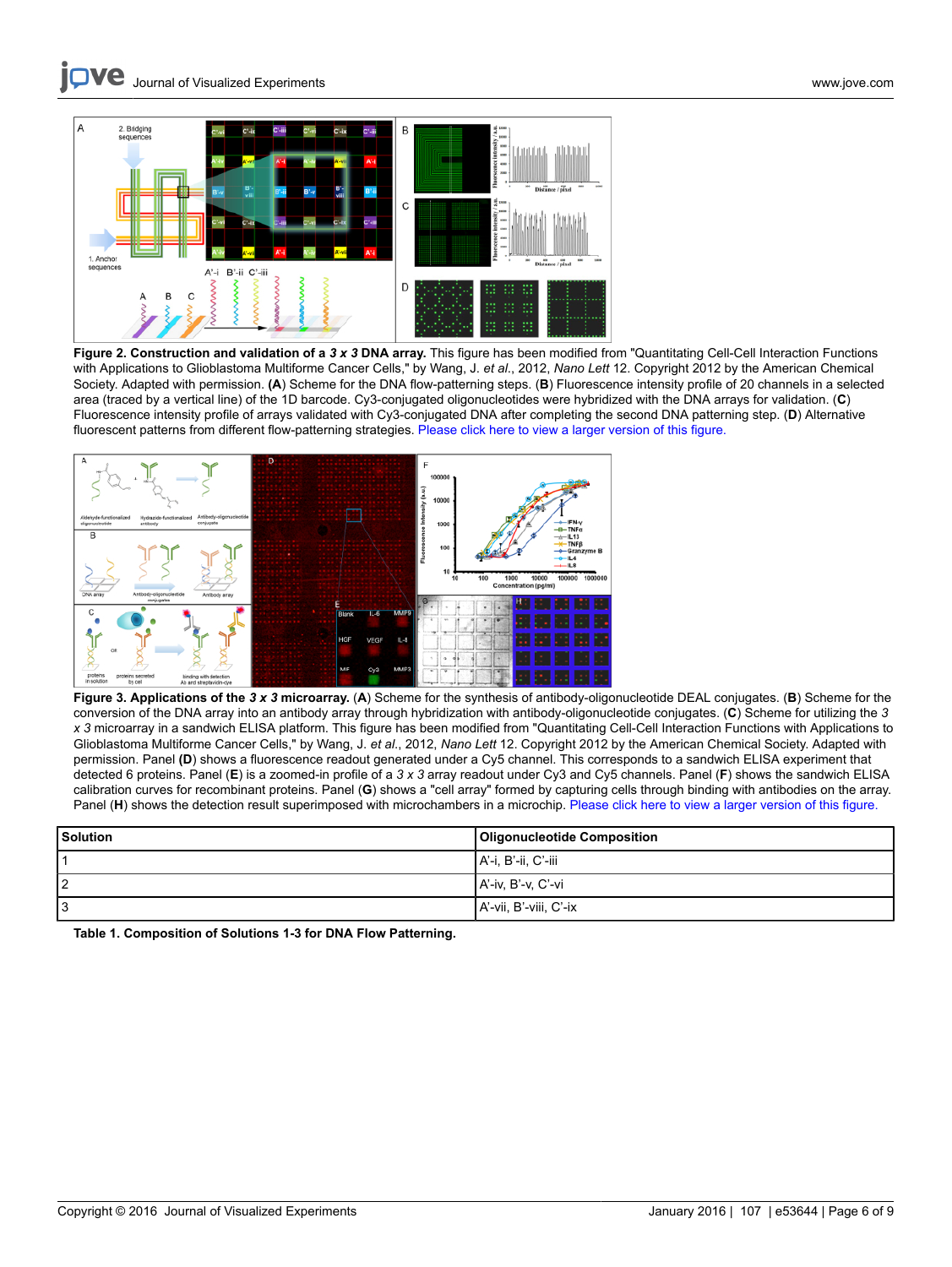**Figure 2. Construction and validation of a *3 x 3* DNA array.** This figure has been modified from "Quantitating Cell-Cell Interaction Functions with Applications to Glioblastoma Multiforme Cancer Cells," by Wang, J. *et al*., 2012, *Nano Lett* 12. Copyright 2012 by the American Chemical Society. Adapted with permission. (**A**) Scheme for the DNA flow-patterning steps. (**B**) Fluorescence intensity profile of 20 channels in a selected area (traced by a vertical line) of the 1D barcode. Cy3-conjugated oligonucleotides were hybridized with the DNA arrays for validation. (**C**) Fluorescence intensity profile of arrays validated with Cy3-conjugated DNA after completing the second DNA patterning step. (**D**) Alternative fluorescent patterns from different flow-patterning strategies. Please click here to view a larger version of this figure.

**Figure 3. Applications of the *3 x 3* microarray.** (**A**) Scheme for the synthesis of antibody-oligonucleotide DEAL conjugates. (**B**) Scheme for the conversion of the DNA array into an antibody array through hybridization with antibody-oligonucleotide conjugates. (**C**) Scheme for utilizing the *3 x 3* microarray in a sandwich ELISA platform. This figure has been modified from "Quantitating Cell-Cell Interaction Functions with Applications to Glioblastoma Multiforme Cancer Cells," by Wang, J. *et al*., 2012, *Nano Lett* 12. Copyright 2012 by the American Chemical Society. Adapted with permission. Panel (**D**) shows a fluorescence signal generated under a Cy5 channel. This corresponds to a sandwich ELISA experiment that detected 6 proteins. Panel (**E**) is a zoomed-in profile of a *3 x 3* array readout under Cy3 and Cy5 channels. Panel (**F**) shows the sandwich ELISA calibration curves for recombinant proteins. Panel (**G**) shows a "cell array" formed by capturing cells through binding with antibodies on the array. Panel (**H**) shows the detection result superimposed with microchambers in a microchip. Please click here to view a larger version of this figure.

| Solution | Oligonucleotide Composition |
|---|---|
| 1 | A'-i, B'-ii, C'-iii |
| 2 | A'-iv, B'-v, C'-vi |
| 3 | A'-vii, B'-viii, C'-ix |

**Table 1. Composition of Solutions 1-3 for DNA Flow Patterning.**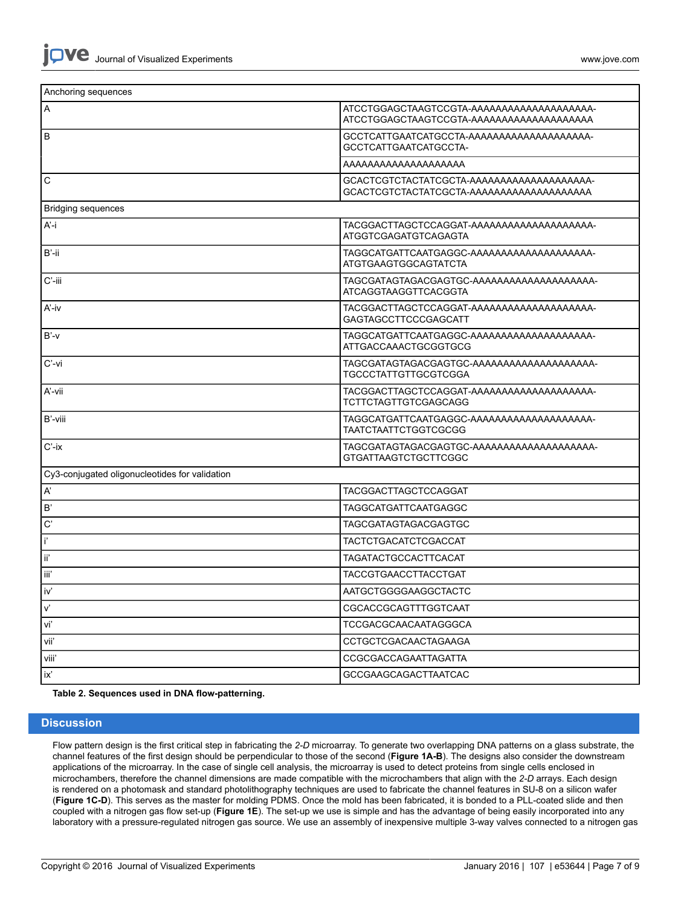| Anchoring sequences | |
|---|---|
| A | ATCCTGGAGCTAAGTCCGTA-AAAAAAAAAAAAAAAAAAAA-ATCCTGGAGCTAAGTCCGTA-AAAAAAAAAAAAAAAAAAAA |
| B | GCCTCATTGAATCATGCCTA-AAAAAAAAAAAAAAAAAAAA-GCCTCATTGAATCATGCCTA- |
| | AAAAAAAAAAAAAAAAAAAA |
| C | GCACTCGTCTACTATCGCTA-AAAAAAAAAAAAAAAAAAAA-GCACTCGTCTACTATCGCTA-AAAAAAAAAAAAAAAAAAAA |
| Bridging sequences | |
| A'-i | TACGGACTTAGCTCCAGGAT-AAAAAAAAAAAAAAAAAAAA-ATGGTCGAGATGTCAGAGTA |
| B'-ii | TAGGCATGATTCAATGAGGC-AAAAAAAAAAAAAAAAAAAA-ATGTGAAGTGGCAGTATCTA |
| C'-iii | TAGCGATAGTAGACGAGTGC-AAAAAAAAAAAAAAAAAAAA-ATCAGGTAAGGTTCACGGTA |
| A'-iv | TACGGACTTAGCTCCAGGAT-AAAAAAAAAAAAAAAAAAAA-GAGTAGCCTTCCCGAGCATT |
| B'-v | TAGGCATGATTCAATGAGGC-AAAAAAAAAAAAAAAAAAAA-ATTGACCAAACTGCGGTGCG |
| C'-vi | TAGCGATAGTAGACGAGTGC-AAAAAAAAAAAAAAAAAAAA-TGCCCTATTGTTGCGTCGGA |
| A'-vii | TACGGACTTAGCTCCAGGAT-AAAAAAAAAAAAAAAAAAAA-TCTTCTAGTTGTCGAGCAGG |
| B'-viii | TAGGCATGATTCAATGAGGC-AAAAAAAAAAAAAAAAAAAA-TAATCTAATTCTGGTCGCGG |
| C'-ix | TAGCGATAGTAGACGAGTGC-AAAAAAAAAAAAAAAAAAAA-GTGATTAAGTCTGCTTCGGC |
| Cy3-conjugated oligonucleotides for validation | |
| A' | TACGGACTTAGCTCCAGGAT |
| B' | TAGGCATGATTCAATGAGGC |
| C' | TAGCGATAGTAGACGAGTGC |
| i' | TACTCTGACATCTCGACCAT |
| ii' | TAGATACTGCCACTTCACAT |
| iii' | TACCGTGAACCTTACCTGAT |
| iv' | AATGCTGGGGAAGGCTACTC |
| v' | CGCACCGCAGTTTGGTCAAT |
| vi' | TCCGACGCAACAATAGGGCA |
| vii' | CCTGCTCGACAACTAGAAGA |
| viii' | CCGCGACCAGAATTAGATTA |
| ix' | GCCGAAGCAGACTTAATCAC |

**Table 2. Sequences used in DNA flow-patterning.**

## Discussion

Flow pattern design is the first critical step in fabricating the *2-D* microarray. To generate two overlapping DNA patterns on a glass substrate, the channel features of the first design should be perpendicular to those of the second (**Figure 1A-B**). The designs also consider the downstream applications of the microarray. In the case of single cell analysis, the microarray is used to detect proteins from single cells enclosed in microchambers, therefore the channel dimensions are made compatible with the microchambers that align with the *2-D* arrays. Each design is rendered on a photomask and standard photolithography techniques are used to fabricate the channel features in SU-8 on a silicon wafer (**Figure 1C-D**). This serves as the master for molding PDMS. Once the mold has been fabricated, it is bonded to a PLL-coated slide and then coupled with a nitrogen gas flow set-up (**Figure 1E**). The set-up we use is simple and has the advantage of being easily incorporated into any laboratory with a pressure-regulated nitrogen gas source. We use an assembly of inexpensive multiple 3-way valves connected to a nitrogen gas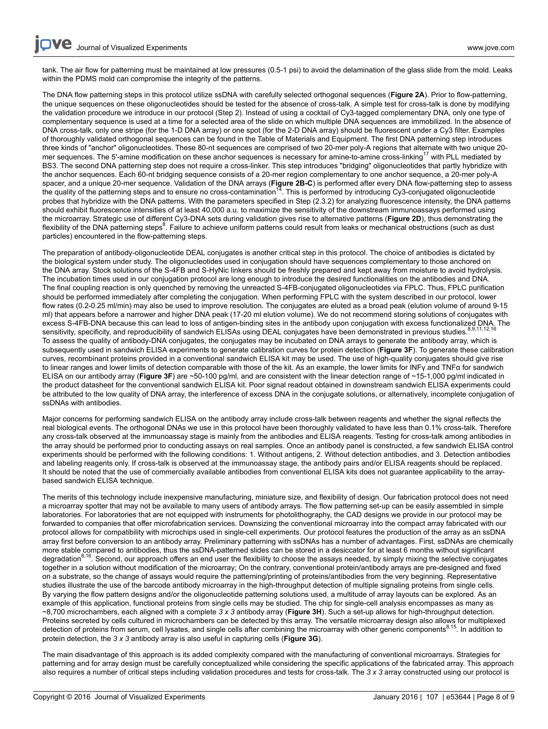tank. The air flow for patterning must be maintained at low pressures (0.5-1 psi) to avoid the delamination of the glass slide from the mold. Leaks within the PDMS mold can compromise the integrity of the patterns.

The DNA flow patterning steps in this protocol utilize ssDNA with carefully selected orthogonal sequences (**Figure 2A**). Prior to flow-patterning, the unique sequences on these oligonucleotides should be tested for the absence of cross-talk. A simple test for cross-talk is done by modifying the validation procedure we introduce in our protocol (Step 2). Instead of using a cocktail of Cy3-tagged complementary DNA, only one type of complementary sequence is used at a time for a selected area of the slide on which multiple DNA sequences are immobilized. In the absence of DNA cross-talk, only one stripe (for the 1-D DNA array) or one spot (for the 2-D DNA array) should be fluorescent under a Cy3 filter. Examples of thoroughly validated orthogonal sequences can be found in the Table of Materials and Equipment. The first DNA patterning step introduces three kinds of "anchor" oligonucleotides. These 80-nt sequences are comprised of two 20-mer poly-A regions that alternate with two unique 20-mer sequences. The 5'-amine modification on these anchor sequences is necessary for amine-to-amine cross-linking[17] with PLL mediated by BS3. The second DNA patterning step does not require a cross-linker. This step introduces "bridging" oligonucleotides that partly hybridize with the anchor sequences. Each 60-nt bridging sequence consists of a 20-mer region complementary to one anchor sequence, a 20-mer poly-A spacer, and a unique 20-mer sequence. Validation of the DNA arrays (**Figure 2B-C**) is performed after every DNA flow-patterning step to assess the quality of the patterning steps and to ensure no cross-contamination[14]. This is performed by introducing Cy3-conjugated oligonucleotide probes that hybridize with the DNA patterns. With the parameters specified in Step (2.3.2) for analyzing fluorescence intensity, the DNA patterns should exhibit fluorescence intensities of at least 40,000 a.u. to maximize the sensitivity of the downstream immunoassays performed using the microarray. Strategic use of different Cy3-DNA sets during validation gives rise to alternative patterns (**Figure 2D**), thus demonstrating the flexibility of the DNA patterning steps[8]. Failure to achieve uniform patterns could result from leaks or mechanical obstructions (such as dust particles) encountered in the flow-patterning steps.

The preparation of antibody-oligonucleotide DEAL conjugates is another critical step in this protocol. The choice of antibodies is dictated by the biological system under study. The oligonucleotides used in conjugation should have sequences complementary to those anchored on the DNA array. Stock solutions of the S-4FB and S-HyNic linkers should be freshly prepared and kept away from moisture to avoid hydrolysis. The incubation times used in our conjugation protocol are long enough to introduce the desired functionalities on the antibodies and DNA. The final coupling reaction is only quenched by removing the unreacted S-4FB-conjugated oligonucleotides via FPLC. Thus, FPLC purification should be performed immediately after completing the conjugation. When performing FPLC with the system described in our protocol, lower flow rates (0.2-0.25 ml/min) may also be used to improve resolution. The conjugates are eluted as a broad peak (elution volume of around 9-15 ml) that appears before a narrower and higher DNA peak (17-20 ml elution volume). We do not recommend storing solutions of conjugates with excess S-4FB-DNA because this can lead to loss of antigen-binding sites in the antibody upon conjugation with excess functionalized DNA. The sensitivity, specificity, and reproducibility of sandwich ELISAs using DEAL conjugates have been demonstrated in previous studies.[8,9,11,12,16] To assess the quality of antibody-DNA conjugates, the conjugates may be incubated on DNA arrays to generate the antibody array, which is subsequently used in sandwich ELISA experiments to generate calibration curves for protein detection (**Figure 3F**). To generate these calibration curves, recombinant proteins provided in a conventional sandwich ELISA kit may be used. The use of high-quality conjugates should give rise to linear ranges and lower limits of detection comparable with those of the kit. As an example, the lower limits for INFγ and TNFα for sandwich ELISA on our antibody array (**Figure 3F**) are ~50-100 pg/ml, and are consistent with the linear detection range of ~15-1,000 pg/ml indicated in the product datasheet for the conventional sandwich ELISA kit. Poor signal readout obtained in downstream sandwich ELISA experiments could be attributed to the low quality of DNA array, the interference of excess DNA in the conjugate solutions, or alternatively, incomplete conjugation of ssDNAs with antibodies.

Major concerns for performing sandwich ELISA on the antibody array include cross-talk between reagents and whether the signal reflects the real biological events. The orthogonal DNAs we use in this protocol have been thoroughly validated to have less than 0.1% cross-talk. Therefore any cross-talk observed at the immunoassay stage is mainly from the antibodies and ELISA reagents. Testing for cross-talk among antibodies in the array should be performed prior to conducting assays on real samples. Once an antibody panel is constructed, a few sandwich ELISA control experiments should be performed with the following conditions: 1. Without antigens, 2. Without detection antibodies, and 3. Detection antibodies and labeling reagents only. If cross-talk is observed at the immunoassay stage, the antibody pairs and/or ELISA reagents should be replaced. It should be noted that the use of commercially available antibodies from conventional ELISA kits does not guarantee applicability to the array-based sandwich ELISA technique.

The merits of this technology include inexpensive manufacturing, miniature size, and flexibility of design. Our fabrication protocol does not need a microarray spotter that may not be available to many users of antibody arrays. The flow patterning set-up can be easily assembled in simple laboratories. For laboratories that are not equipped with instruments for photolithography, the CAD designs we provide in our protocol may be forwarded to companies that offer microfabrication services. Downsizing the conventional microarray into the compact array fabricated with our protocol allows for compatibility with microchips used in single-cell experiments. Our protocol features the production of the array as an ssDNA array first before conversion to an antibody array. Preliminary patterning with ssDNAs has a number of advantages. First, ssDNAs are chemically more stable compared to antibodies, thus the ssDNA-patterned slides can be stored in a desiccator for at least 6 months without significant degradation[8,16]. Second, our approach offers an end user the flexibility to choose the assays needed, by simply mixing the selective conjugates together in a solution without modification of the microarray; On the contrary, conventional protein/antibody arrays are pre-designed and fixed on a substrate, so the change of assays would require the patterning/printing of proteins/antibodies from the very beginning. Representative studies illustrate the use of the barcode antibody microarray in the high-throughput detection of multiple signaling proteins from single cells. By varying the flow pattern designs and/or the oligonucleotide patterning solutions used, a multitude of array layouts can be explored. As an example of this application, functional proteins from single cells may be studied. The chip for single-cell analysis encompasses as many as ~8,700 microchambers, each aligned with a complete *3 x 3* antibody array (**Figure 3H**). Such a set-up allows for high-throughput detection. Proteins secreted by cells cultured in microchambers can be detected by this array. The versatile microarray design also allows for multiplexed detection of proteins from serum, cell lysates, and single cells after combining the microarray with other generic components[8,15]. In addition to protein detection, the *3 x 3* antibody array is also useful in capturing cells (**Figure 3G**).

The main disadvantage of this approach is its added complexity compared with the manufacturing of conventional microarrays. Strategies for patterning and for array design must be carefully conceptualized while considering the specific applications of the fabricated array. This approach also requires a number of critical steps including validation procedures and tests for cross-talk. The *3 x 3* array constructed using our protocol is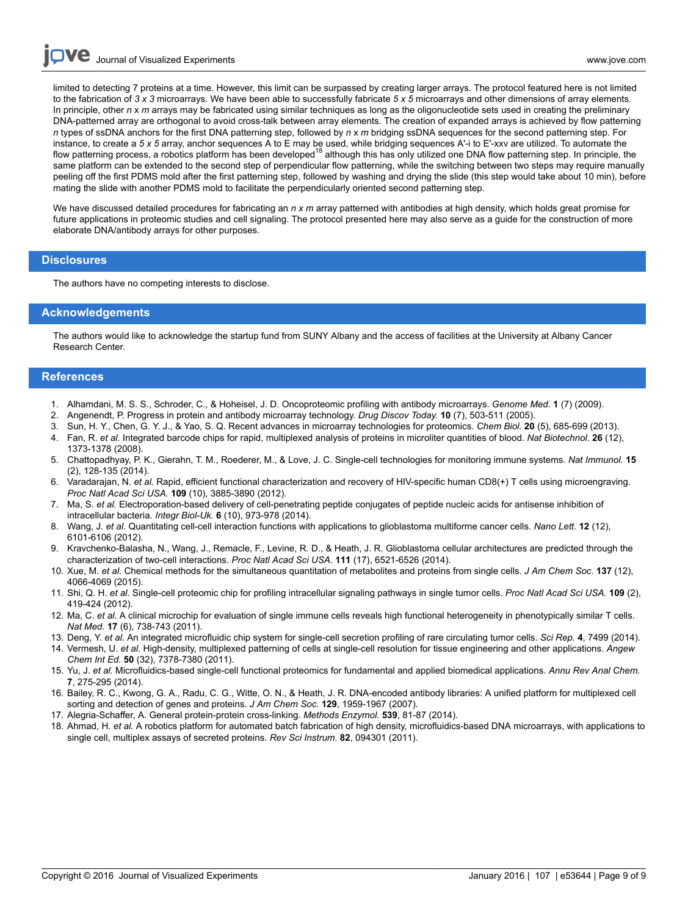limited to detecting 7 proteins at a time. However, this limit can be surpassed by creating larger arrays. The protocol featured here is not limited to the fabrication of *3 x 3* microarrays. We have been able to successfully fabricate *5 x 5* microarrays and other dimensions of array elements. In principle, other *n* x *m* arrays may be fabricated using similar techniques as long as the oligonucleotide sets used in creating the preliminary DNA-patterned array are orthogonal to avoid cross-talk between array elements. The creation of expanded arrays is achieved by flow patterning *n* types of ssDNA anchors for the first DNA patterning step, followed by *n* x *m* bridging ssDNA sequences for the second patterning step. For instance, to create a *5 x 5* array, anchor sequences A to E may be used, while bridging sequences A'-i to E'-xxv are utilized. To automate the flow patterning process, a robotics platform has been developed[18] although this has only utilized one DNA flow patterning step. In principle, the same platform can be extended to the second step of perpendicular flow patterning, while the switching between two steps may require manually peeling off the first PDMS mold after the first patterning step, followed by washing and drying the slide (this step would take about 10 min), before mating the slide with another PDMS mold to facilitate the perpendicularly oriented second patterning step.

We have discussed detailed procedures for fabricating an *n x m* array patterned with antibodies at high density, which holds great promise for future applications in proteomic studies and cell signaling. The protocol presented here may also serve as a guide for the construction of more elaborate DNA/antibody arrays for other purposes.

## Disclosures

The authors have no competing interests to disclose.

## Acknowledgements

The authors would like to acknowledge the startup fund from SUNY Albany and the access of facilities at the University at Albany Cancer Research Center.

## References

1. Alhamdani, M. S. S., Schroder, C., & Hoheisel, J. D. Oncoproteomic profiling with antibody microarrays. *Genome Med.* **1** (7) (2009).
2. Angenendt, P. Progress in protein and antibody microarray technology. *Drug Discov Today.* **10** (7), 503-511 (2005).
3. Sun, H. Y., Chen, G. Y. J., & Yao, S. Q. Recent advances in microarray technologies for proteomics. *Chem Biol.* **20** (5), 685-699 (2013).
4. Fan, R. *et al.* Integrated barcode chips for rapid, multiplexed analysis of proteins in microliter quantities of blood. *Nat Biotechnol.* **26** (12), 1373-1378 (2008).
5. Chattopadhyay, P. K., Gierahn, T. M., Roederer, M., & Love, J. C. Single-cell technologies for monitoring immune systems. *Nat Immunol.* **15** (2), 128-135 (2014).
6. Varadarajan, N. *et al.* Rapid, efficient functional characterization and recovery of HIV-specific human CD8(+) T cells using microengraving. *Proc Natl Acad Sci USA.* **109** (10), 3885-3890 (2012).
7. Ma, S. *et al.* Electroporation-based delivery of cell-penetrating peptide conjugates of peptide nucleic acids for antisense inhibition of intracellular bacteria. *Integr Biol-Uk.* **6** (10), 973-978 (2014).
8. Wang, J. *et al.* Quantitating cell-cell interaction functions with applications to glioblastoma multiforme cancer cells. *Nano Lett.* **12** (12), 6101-6106 (2012).
9. Kravchenko-Balasha, N., Wang, J., Remacle, F., Levine, R. D., & Heath, J. R. Glioblastoma cellular architectures are predicted through the characterization of two-cell interactions. *Proc Natl Acad Sci USA.* **111** (17), 6521-6526 (2014).
10. Xue, M. *et al.* Chemical methods for the simultaneous quantitation of metabolites and proteins from single cells. *J Am Chem Soc.* **137** (12), 4066-4069 (2015).
11. Shi, Q. H. *et al.* Single-cell proteomic chip for profiling intracellular signaling pathways in single tumor cells. *Proc Natl Acad Sci USA.* **109** (2), 419-424 (2012).
12. Ma, C. *et al.* A clinical microchip for evaluation of single immune cells reveals high functional heterogeneity in phenotypically similar T cells. *Nat Med.* **17** (6), 738-743 (2011).
13. Deng, Y. *et al.* An integrated microfluidic chip system for single-cell secretion profiling of rare circulating tumor cells. *Sci Rep.* **4**, 7499 (2014).
14. Vermesh, U. *et al.* High-density, multiplexed patterning of cells at single-cell resolution for tissue engineering and other applications. *Angew Chem Int Ed.* **50** (32), 7378-7380 (2011).
15. Yu, J. *et al.* Microfluidics-based single-cell functional proteomics for fundamental and applied biomedical applications. *Annu Rev Anal Chem.* **7**, 275-295 (2014).
16. Bailey, R. C., Kwong, G. A., Radu, C. G., Witte, O. N., & Heath, J. R. DNA-encoded antibody libraries: A unified platform for multiplexed cell sorting and detection of genes and proteins. *J Am Chem Soc.* **129**, 1959-1967 (2007).
17. Alegria-Schaffer, A. General protein-protein cross-linking. *Methods Enzymol.* **539**, 81-87 (2014).
18. Ahmad, H. *et al.* A robotics platform for automated batch fabrication of high density, microfluidics-based DNA microarrays, with applications to single cell, multiplex assays of secreted proteins. *Rev Sci Instrum.* **82**, 094301 (2011).